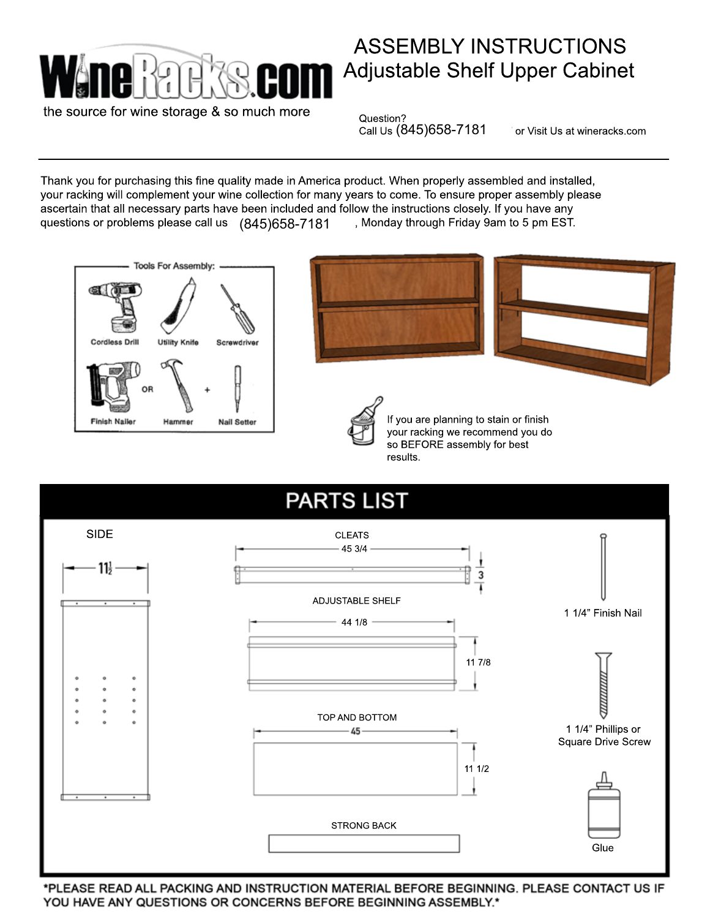WineRacks.com

the source for wine storage & so much more

# ASSEMBLY INSTRUCTIONS
## Adjustable Shelf Upper Cabinet

Question?
Call Us (845)658-7181 or Visit Us at wineracks.com

---

Thank you for purchasing this fine quality made in America product. When properly assembled and installed, your racking will complement your wine collection for many years to come. To ensure proper assembly please ascertain that all necessary parts have been included and follow the instructions closely. If you have any questions or problems please call us (845)658-7181, Monday through Friday 9am to 5 pm EST.

**Tools For Assembly:**

- Cordless Drill
- Utility Knife
- Screwdriver
- Finish Nailer OR Hammer + Nail Setter

If you are planning to stain or finish your racking we recommend you do so BEFORE assembly for best results.

## PARTS LIST

- SIDE — 11 1/2
- CLEATS — 45 3/4 × 3
- ADJUSTABLE SHELF — 44 1/8 × 11 7/8
- TOP AND BOTTOM — 45 × 11 1/2
- STRONG BACK
- 1 1/4" Finish Nail
- 1 1/4" Phillips or Square Drive Screw
- Glue

***PLEASE READ ALL PACKING AND INSTRUCTION MATERIAL BEFORE BEGINNING. PLEASE CONTACT US IF YOU HAVE ANY QUESTIONS OR CONCERNS BEFORE BEGINNING ASSEMBLY.***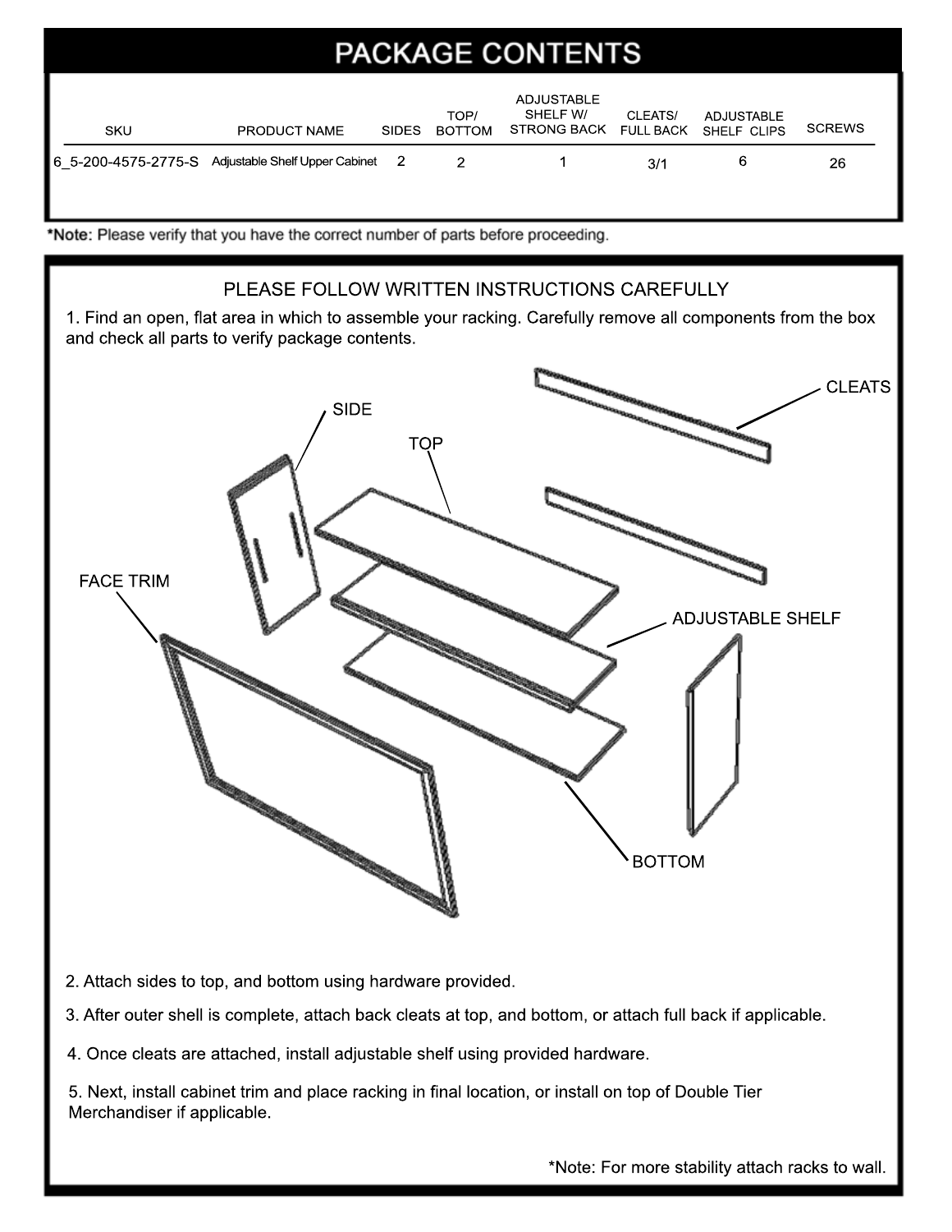# PACKAGE CONTENTS

| SKU | PRODUCT NAME | SIDES | TOP/ BOTTOM | ADJUSTABLE SHELF W/ STRONG BACK | CLEATS/ FULL BACK | ADJUSTABLE SHELF CLIPS | SCREWS |
|---|---|---|---|---|---|---|---|
| 6_5-200-4575-2775-S | Adjustable Shelf Upper Cabinet | 2 | 2 | 1 | 3/1 | 6 | 26 |

***Note:** Please verify that you have the correct number of parts before proceeding.

## PLEASE FOLLOW WRITTEN INSTRUCTIONS CAREFULLY

1. Find an open, flat area in which to assemble your racking. Carefully remove all components from the box and check all parts to verify package contents.

CLEATS

SIDE

TOP

FACE TRIM

ADJUSTABLE SHELF

BOTTOM

2. Attach sides to top, and bottom using hardware provided.

3. After outer shell is complete, attach back cleats at top, and bottom, or attach full back if applicable.

4. Once cleats are attached, install adjustable shelf using provided hardware.

5. Next, install cabinet trim and place racking in final location, or install on top of Double Tier Merchandiser if applicable.

*Note: For more stability attach racks to wall.